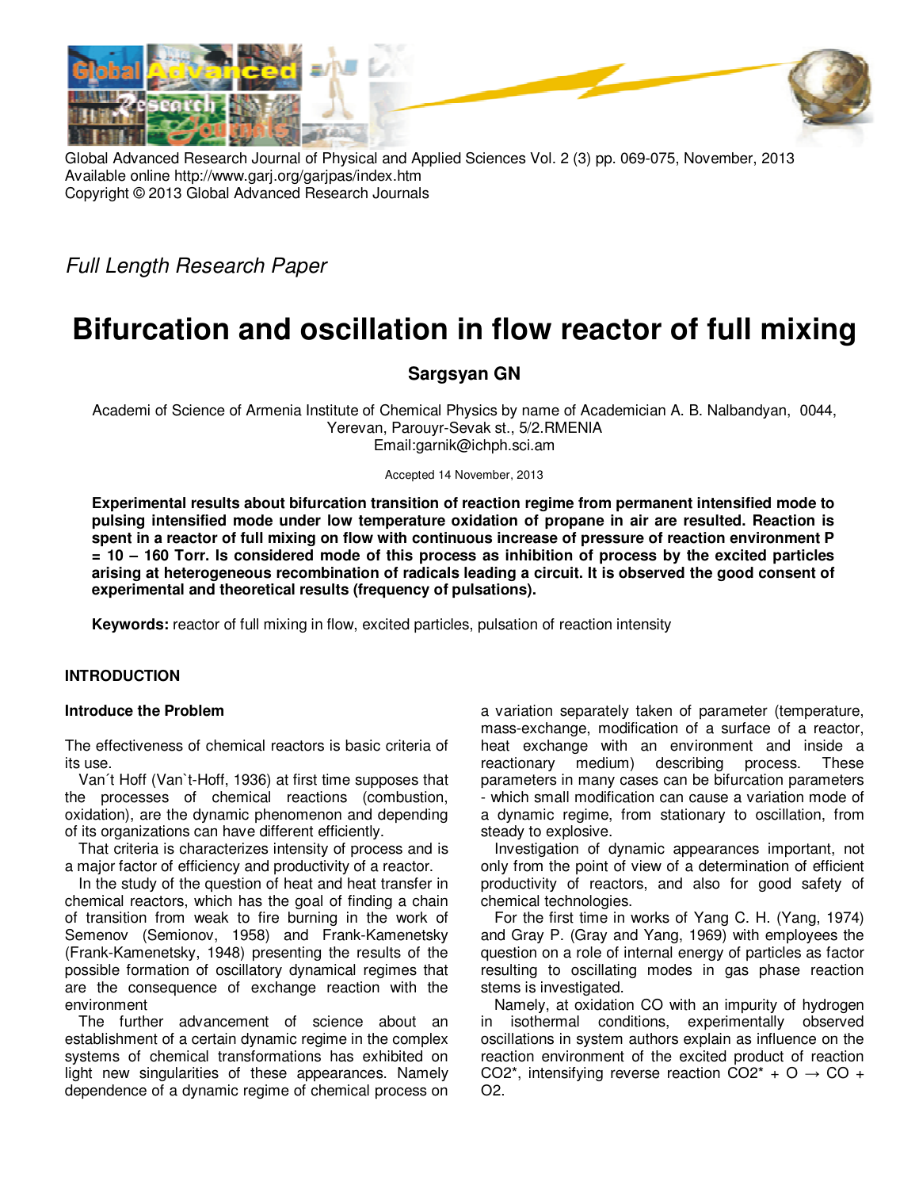Global Advanced Research Journal of Physical and Applied Sciences Vol. 2 (3) pp. 069-075, November, 2013
Available online http://www.garj.org/garjpas/index.htm
Copyright © 2013 Global Advanced Research Journals

*Full Length Research Paper*

# Bifurcation and oscillation in flow reactor of full mixing

**Sargsyan GN**

Academi of Science of Armenia Institute of Chemical Physics by name of Academician A. B. Nalbandyan, 0044, Yerevan, Parouyr-Sevak st., 5/2.RMENIA
Email:garnik@ichph.sci.am

Accepted 14 November, 2013

**Experimental results about bifurcation transition of reaction regime from permanent intensified mode to pulsing intensified mode under low temperature oxidation of propane in air are resulted. Reaction is spent in a reactor of full mixing on flow with continuous increase of pressure of reaction environment P = 10 – 160 Torr. Is considered mode of this process as inhibition of process by the excited particles arising at heterogeneous recombination of radicals leading a circuit. It is observed the good consent of experimental and theoretical results (frequency of pulsations).**

**Keywords:** reactor of full mixing in flow, excited particles, pulsation of reaction intensity

## INTRODUCTION

### Introduce the Problem

The effectiveness of chemical reactors is basic criteria of its use.

Van´t Hoff (Van`t-Hoff, 1936) at first time supposes that the processes of chemical reactions (combustion, oxidation), are the dynamic phenomenon and depending of its organizations can have different efficiently.

That criteria is characterizes intensity of process and is a major factor of efficiency and productivity of a reactor.

In the study of the question of heat and heat transfer in chemical reactors, which has the goal of finding a chain of transition from weak to fire burning in the work of Semenov (Semionov, 1958) and Frank-Kamenetsky (Frank-Kamenetsky, 1948) presenting the results of the possible formation of oscillatory dynamical regimes that are the consequence of exchange reaction with the environment

The further advancement of science about an establishment of a certain dynamic regime in the complex systems of chemical transformations has exhibited on light new singularities of these appearances. Namely dependence of a dynamic regime of chemical process on a variation separately taken of parameter (temperature, mass-exchange, modification of a surface of a reactor, heat exchange with an environment and inside a reactionary medium) describing process. These parameters in many cases can be bifurcation parameters - which small modification can cause a variation mode of a dynamic regime, from stationary to oscillation, from steady to explosive.

Investigation of dynamic appearances important, not only from the point of view of a determination of efficient productivity of reactors, and also for good safety of chemical technologies.

For the first time in works of Yang C. H. (Yang, 1974) and Gray P. (Gray and Yang, 1969) with employees the question on a role of internal energy of particles as factor resulting to oscillating modes in gas phase reaction stems is investigated.

Namely, at oxidation CO with an impurity of hydrogen in isothermal conditions, experimentally observed oscillations in system authors explain as influence on the reaction environment of the excited product of reaction $CO_2^*$, intensifying reverse reaction $CO_2^* + O \rightarrow CO + O_2$.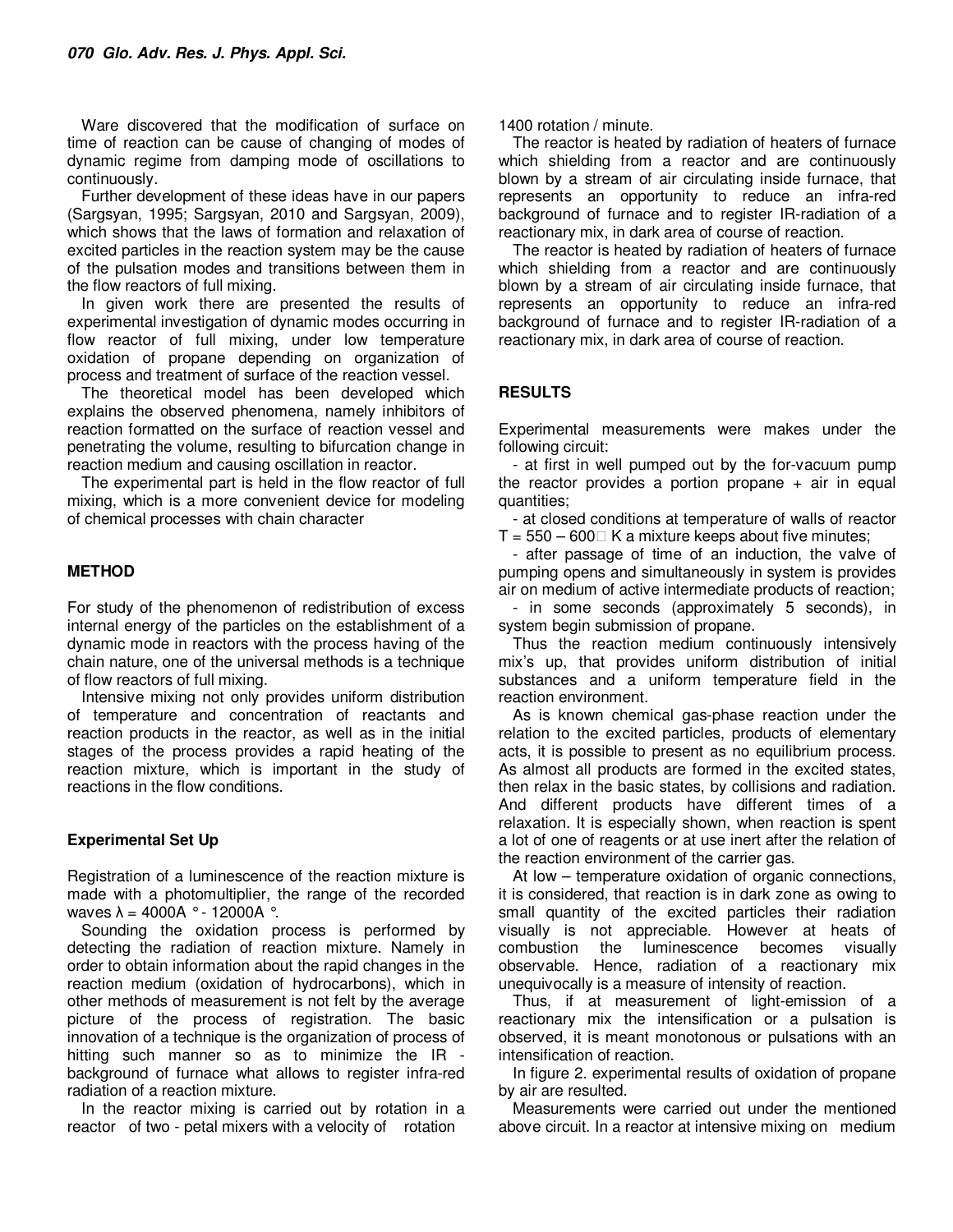Ware discovered that the modification of surface on time of reaction can be cause of changing of modes of dynamic regime from damping mode of oscillations to continuously.

Further development of these ideas have in our papers (Sargsyan, 1995; Sargsyan, 2010 and Sargsyan, 2009), which shows that the laws of formation and relaxation of excited particles in the reaction system may be the cause of the pulsation modes and transitions between them in the flow reactors of full mixing.

In given work there are presented the results of experimental investigation of dynamic modes occurring in flow reactor of full mixing, under low temperature oxidation of propane depending on organization of process and treatment of surface of the reaction vessel.

The theoretical model has been developed which explains the observed phenomena, namely inhibitors of reaction formatted on the surface of reaction vessel and penetrating the volume, resulting to bifurcation change in reaction medium and causing oscillation in reactor.

The experimental part is held in the flow reactor of full mixing, which is a more convenient device for modeling of chemical processes with chain character

## METHOD

For study of the phenomenon of redistribution of excess internal energy of the particles on the establishment of a dynamic mode in reactors with the process having of the chain nature, one of the universal methods is a technique of flow reactors of full mixing.

Intensive mixing not only provides uniform distribution of temperature and concentration of reactants and reaction products in the reactor, as well as in the initial stages of the process provides a rapid heating of the reaction mixture, which is important in the study of reactions in the flow conditions.

### Experimental Set Up

Registration of a luminescence of the reaction mixture is made with a photomultiplier, the range of the recorded waves λ = 4000A ° - 12000A °.

Sounding the oxidation process is performed by detecting the radiation of reaction mixture. Namely in order to obtain information about the rapid changes in the reaction medium (oxidation of hydrocarbons), which in other methods of measurement is not felt by the average picture of the process of registration. The basic innovation of a technique is the organization of process of hitting such manner so as to minimize the IR - background of furnace what allows to register infra-red radiation of a reaction mixture.

In the reactor mixing is carried out by rotation in a reactor of two - petal mixers with a velocity of rotation 1400 rotation / minute.

The reactor is heated by radiation of heaters of furnace which shielding from a reactor and are continuously blown by a stream of air circulating inside furnace, that represents an opportunity to reduce an infra-red background of furnace and to register IR-radiation of a reactionary mix, in dark area of course of reaction.

The reactor is heated by radiation of heaters of furnace which shielding from a reactor and are continuously blown by a stream of air circulating inside furnace, that represents an opportunity to reduce an infra-red background of furnace and to register IR-radiation of a reactionary mix, in dark area of course of reaction.

## RESULTS

Experimental measurements were makes under the following circuit:

- at first in well pumped out by the for-vacuum pump the reactor provides a portion propane + air in equal quantities;
- at closed conditions at temperature of walls of reactor T = 550 – 600 K a mixture keeps about five minutes;
- after passage of time of an induction, the valve of pumping opens and simultaneously in system is provides air on medium of active intermediate products of reaction;
- in some seconds (approximately 5 seconds), in system begin submission of propane.

Thus the reaction medium continuously intensively mix's up, that provides uniform distribution of initial substances and a uniform temperature field in the reaction environment.

As is known chemical gas-phase reaction under the relation to the excited particles, products of elementary acts, it is possible to present as no equilibrium process. As almost all products are formed in the excited states, then relax in the basic states, by collisions and radiation. And different products have different times of a relaxation. It is especially shown, when reaction is spent a lot of one of reagents or at use inert after the relation of the reaction environment of the carrier gas.

At low – temperature oxidation of organic connections, it is considered, that reaction is in dark zone as owing to small quantity of the excited particles their radiation visually is not appreciable. However at heats of combustion the luminescence becomes visually observable. Hence, radiation of a reactionary mix unequivocally is a measure of intensity of reaction.

Thus, if at measurement of light-emission of a reactionary mix the intensification or a pulsation is observed, it is meant monotonous or pulsations with an intensification of reaction.

In figure 2. experimental results of oxidation of propane by air are resulted.

Measurements were carried out under the mentioned above circuit. In a reactor at intensive mixing on medium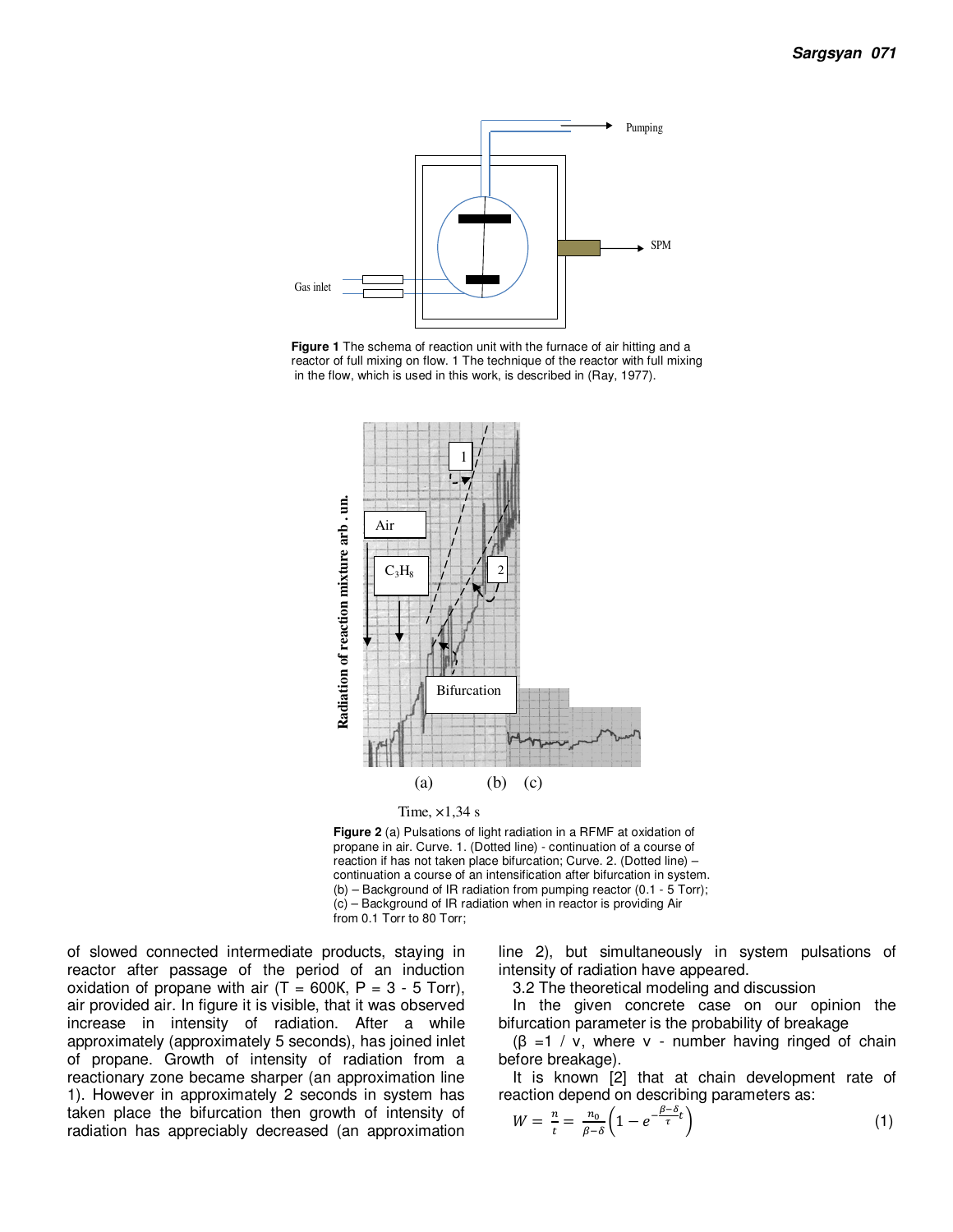Figure 1 The schema of reaction unit with the furnace of air hitting and a reactor of full mixing on flow. 1 The technique of the reactor with full mixing in the flow, which is used in this work, is described in (Ray, 1977).

Figure 2 (a) Pulsations of light radiation in a RFMF at oxidation of propane in air. Curve. 1. (Dotted line) - continuation of a course of reaction if has not taken place bifurcation; Curve. 2. (Dotted line) – continuation a course of an intensification after bifurcation in system. (b) – Background of IR radiation from pumping reactor (0.1 - 5 Torr); (c) – Background of IR radiation when in reactor is providing Air from 0.1 Torr to 80 Torr;

of slowed connected intermediate products, staying in reactor after passage of the period of an induction oxidation of propane with air (T = 600K, P = 3 - 5 Torr), air provided air. In figure it is visible, that it was observed increase in intensity of radiation. After a while approximately (approximately 5 seconds), has joined inlet of propane. Growth of intensity of radiation from a reactionary zone became sharper (an approximation line 1). However in approximately 2 seconds in system has taken place the bifurcation then growth of intensity of radiation has appreciably decreased (an approximation line 2), but simultaneously in system pulsations of intensity of radiation have appeared.

### 3.2 The theoretical modeling and discussion

In the given concrete case on our opinion the bifurcation parameter is the probability of breakage

($\beta$ =1 / v, where v - number having ringed of chain before breakage).

It is known [2] that at chain development rate of reaction depend on describing parameters as:

$$W = \frac{n}{t} = \frac{n_0}{\beta-\delta}\left(1 - e^{-\frac{\beta-\delta}{\tau}t}\right) \tag{1}$$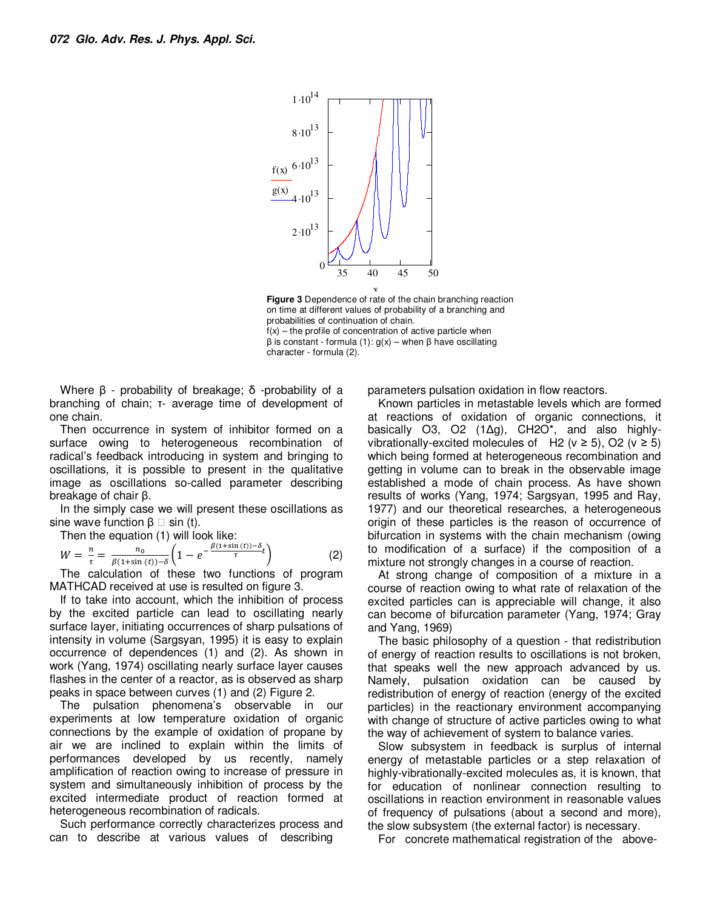**Figure 3** Dependence of rate of the chain branching reaction on time at different values of probability of a branching and probabilities of continuation of chain.
f(x) – the profile of concentration of active particle when β is constant - formula (1): g(x) – when β have oscillating character - formula (2).

Where β - probability of breakage; δ -probability of a branching of chain; τ- average time of development of one chain.

Then occurrence in system of inhibitor formed on a surface owing to heterogeneous recombination of radical's feedback introducing in system and bringing to oscillations, it is possible to present in the qualitative image as oscillations so-called parameter describing breakage of chair β.

In the simply case we will present these oscillations as sine wave function β □ sin (t).

Then the equation (1) will look like:

$$W = \frac{n}{\tau} = \frac{n_0}{\beta(1+\sin(t))-\delta}\left(1 - e^{-\frac{\beta(1+\sin(t))-\delta}{\tau}t}\right) \qquad (2)$$

The calculation of these two functions of program MATHCAD received at use is resulted on figure 3.

If to take into account, which the inhibition of process by the excited particle can lead to oscillating nearly surface layer, initiating occurrences of sharp pulsations of intensity in volume (Sargsyan, 1995) it is easy to explain occurrence of dependences (1) and (2). As shown in work (Yang, 1974) oscillating nearly surface layer causes flashes in the center of a reactor, as is observed as sharp peaks in space between curves (1) and (2) Figure 2.

The pulsation phenomena's observable in our experiments at low temperature oxidation of organic connections by the example of oxidation of propane by air we are inclined to explain within the limits of performances developed by us recently, namely amplification of reaction owing to increase of pressure in system and simultaneously inhibition of process by the excited intermediate product of reaction formed at heterogeneous recombination of radicals.

Such performance correctly characterizes process and can to describe at various values of describing parameters pulsation oxidation in flow reactors.

Known particles in metastable levels which are formed at reactions of oxidation of organic connections, it basically $O_3$, $O_2$ ($1\Delta g$), $CH_2O^*$, and also highly-vibrationally-excited molecules of $H_2$ ($v \geq 5$), $O_2$ ($v \geq 5$) which being formed at heterogeneous recombination and getting in volume can to break in the observable image established a mode of chain process. As have shown results of works (Yang, 1974; Sargsyan, 1995 and Ray, 1977) and our theoretical researches, a heterogeneous origin of these particles is the reason of occurrence of bifurcation in systems with the chain mechanism (owing to modification of a surface) if the composition of a mixture not strongly changes in a course of reaction.

At strong change of composition of a mixture in a course of reaction owing to what rate of relaxation of the excited particles can is appreciable will change, it also can become of bifurcation parameter (Yang, 1974; Gray and Yang, 1969)

The basic philosophy of a question - that redistribution of energy of reaction results to oscillations is not broken, that speaks well the new approach advanced by us. Namely, pulsation oxidation can be caused by redistribution of energy of reaction (energy of the excited particles) in the reactionary environment accompanying with change of structure of active particles owing to what the way of achievement of system to balance varies.

Slow subsystem in feedback is surplus of internal energy of metastable particles or a step relaxation of highly-vibrationally-excited molecules as, it is known, that for education of nonlinear connection resulting to oscillations in reaction environment in reasonable values of frequency of pulsations (about a second and more), the slow subsystem (the external factor) is necessary.

For concrete mathematical registration of the above-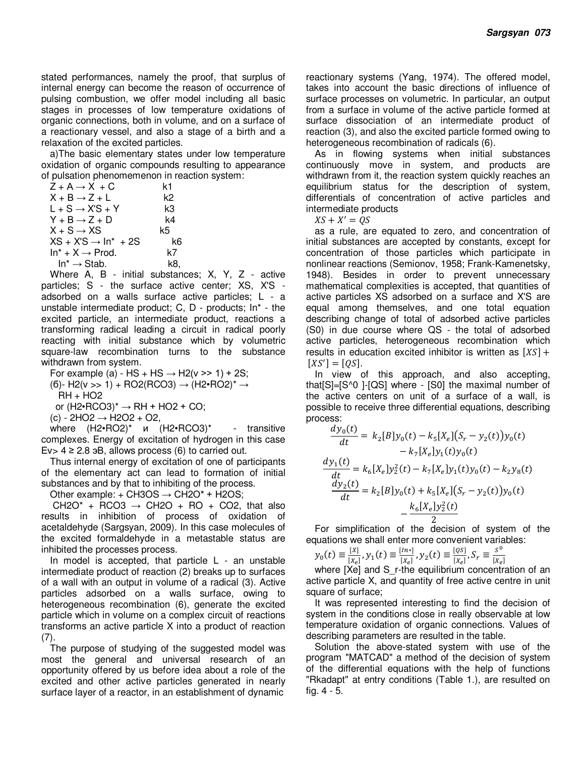stated performances, namely the proof, that surplus of internal energy can become the reason of occurrence of pulsing combustion, we offer model including all basic stages in processes of low temperature oxidations of organic connections, both in volume, and on a surface of a reactionary vessel, and also a stage of a birth and a relaxation of the excited particles.

a)The basic elementary states under low temperature oxidation of organic compounds resulting to appearance of pulsation phenomemenon in reaction system:

$Z + A \rightarrow X + C$ k1
$X + B \rightarrow Z + L$ k2
$L + S \rightarrow X'S + Y$ k3
$Y + B \rightarrow Z + D$ k4
$X + S \rightarrow XS$ k5
$XS + X'S \rightarrow In^* + 2S$ k6
$In^* + X \rightarrow Prod.$ k7
$In^* \rightarrow Stab.$ k8,

Where A, B - initial substances; X, Y, Z - active particles; S - the surface active center; XS, X'S - adsorbed on a walls surface active particles; L - a unstable intermediate product; C, D - products; In* - the excited particle, an intermediate product, reactions a transforming radical leading a circuit in radical poorly reacting with initial substance which by volumetric square-law recombination turns to the substance withdrawn from system.

For example (a) - $HS + HS \rightarrow H_2(v >> 1) + 2S$;

(б)- $H_2(v >> 1) + RO_2(RCO_3) \rightarrow (H_2{\bullet}RO_2)^* \rightarrow RH + HO_2$

or $(H_2{\bullet}RCO_3)^* \rightarrow RH + HO_2 + CO$;

(c) - $2HO_2 \rightarrow H_2O_2 + O_2$,

where $(H_2{\bullet}RO_2)^*$ и $(H_2{\bullet}RCO_3)^*$ - transitive complexes. Energy of excitation of hydrogen in this case Ev> 4 ≥ 2.8 эВ, allows process (6) to carried out.

Thus internal energy of excitation of one of participants of the elementary act can lead to formation of initial substances and by that to inhibiting of the process.

Other example: $+ CH_3OS \rightarrow CH_2O^* + H_2OS$;

$CH_2O^* + RCO_3 \rightarrow CH_2O + RO + CO_2$, that also results in inhibition of process of oxidation of acetaldehyde (Sargsyan, 2009). In this case molecules of the excited formaldehyde in a metastable status are inhibited the processes process.

In model is accepted, that particle L - an unstable intermediate product of reaction (2) breaks up to surfaces of a wall with an output in volume of a radical (3). Active particles adsorbed on a walls surface, owing to heterogeneous recombination (6), generate the excited particle which in volume on a complex circuit of reactions transforms an active particle X into a product of reaction (7).

The purpose of studying of the suggested model was most the general and universal research of an opportunity offered by us before idea about a role of the excited and other active particles generated in nearly surface layer of a reactor, in an establishment of dynamic reactionary systems (Yang, 1974). The offered model, takes into account the basic directions of influence of surface processes on volumetric. In particular, an output from a surface in volume of the active particle formed at surface dissociation of an intermediate product of reaction (3), and also the excited particle formed owing to heterogeneous recombination of radicals (6).

As in flowing systems when initial substances continuously move in system, and products are withdrawn from it, the reaction system quickly reaches an equilibrium status for the description of system, differentials of concentration of active particles and intermediate products

$XS + X' = QS$

as a rule, are equated to zero, and concentration of initial substances are accepted by constants, except for concentration of those particles which participate in nonlinear reactions (Semionov, 1958; Frank-Kamenetsky, 1948). Besides in order to prevent unnecessary mathematical complexities is accepted, that quantities of active particles XS adsorbed on a surface and X'S are equal among themselves, and one total equation describing change of total of adsorbed active particles (S0) in due course where QS - the total of adsorbed active particles, heterogeneous recombination which results in education excited inhibitor is written as $[XS] + [XS'] = [QS]$.

In view of this approach, and also accepting, that[S]=[S^0 ]-[QS] where - [S0] the maximal number of the active centers on unit of a surface of a wall, is possible to receive three differential equations, describing process:

$$\frac{dy_0(t)}{dt} = k_2[B]y_0(t) - k_5[X_e]\big(S_r - y_2(t)\big)y_0(t) - k_7[X_e]y_1(t)y_0(t)$$

$$\frac{dy_1(t)}{dt} = k_6[X_e]y_2^2(t) - k_7[X_e]y_1(t)y_0(t) - k_2y_8(t)$$

$$\frac{dy_2(t)}{dt} = k_2[B]y_0(t) + k_5[X_e]\big(S_r - y_2(t)\big)y_0(t) - \frac{k_6[X_e]y_2^2(t)}{2}$$

For simplification of the decision of system of the equations we shall enter more convenient variables:

$$y_0(t) \equiv \frac{[X]}{[X_e]}, y_1(t) \equiv \frac{[In*]}{[X_e]}, y_2(t) \equiv \frac{[QS]}{[X_e]}, S_r \equiv \frac{S^0}{[X_e]}$$

where [Xe] and S_r-the equilibrium concentration of an active particle X, and quantity of free active centre in unit square of surface;

It was represented interesting to find the decision of system in the conditions close in really observable at low temperature oxidation of organic connections. Values of describing parameters are resulted in the table.

Solution the above-stated system with use of the program "MATCAD" a method of the decision of system of the differential equations with the help of functions "Rkadapt" at entry conditions (Table 1.), are resulted on fig. 4 - 5.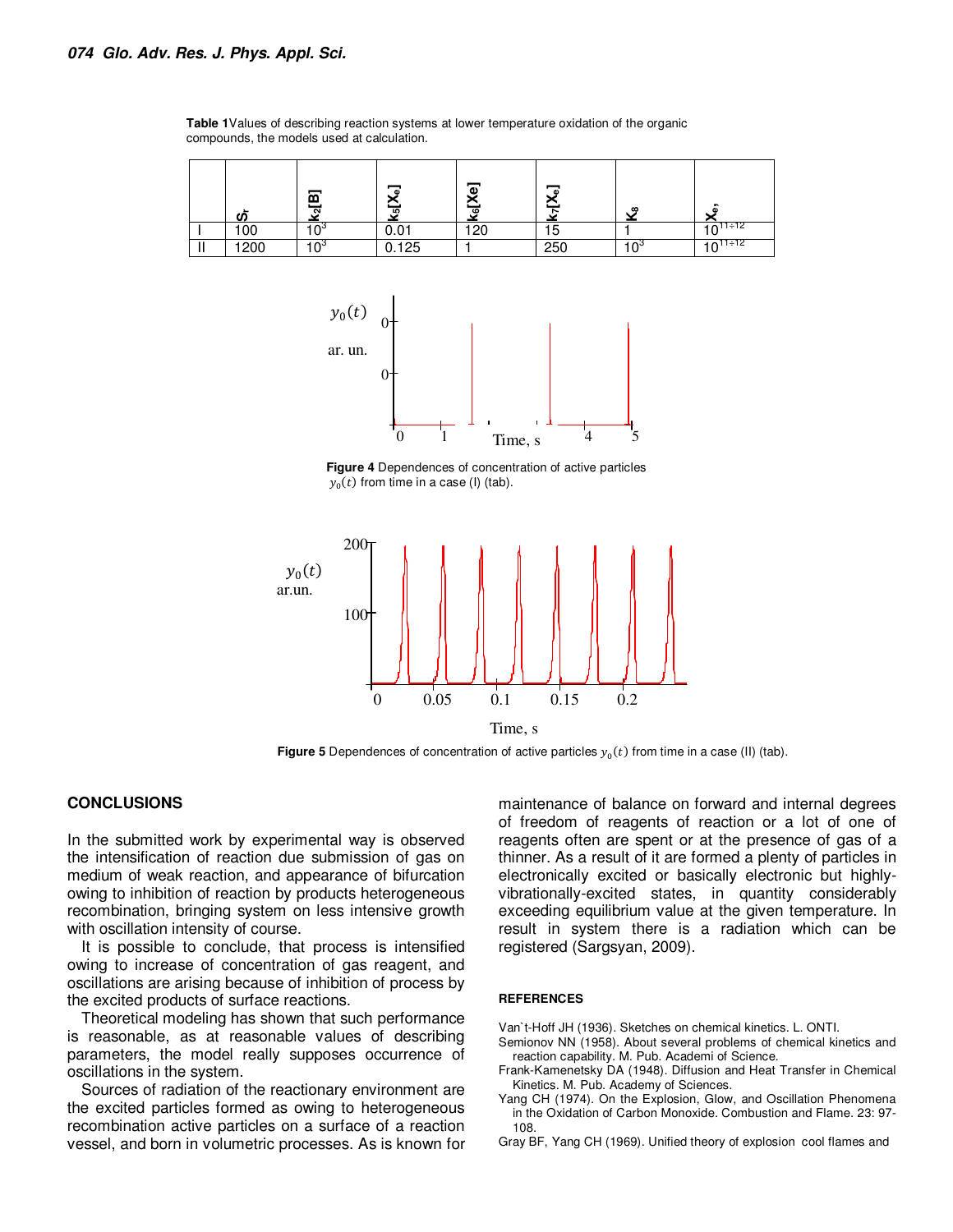**Table 1** Values of describing reaction systems at lower temperature oxidation of the organic compounds, the models used at calculation.

| | $S_r$ | $k_2[B]$ | $k_5[X_e]$ | $k_6[Xe]$ | $k_7[X_e]$ | $K_8$ | $X_e,$ |
|---|---|---|---|---|---|---|---|
| I | 100 | $10^3$ | 0.01 | 120 | 15 | 1 | $10^{11\div12}$ |
| II | 1200 | $10^3$ | 0.125 | 1 | 250 | $10^3$ | $10^{11\div12}$ |

**Figure 4** Dependences of concentration of active particles $y_0(t)$ from time in a case (I) (tab).

**Figure 5** Dependences of concentration of active particles $y_0(t)$ from time in a case (II) (tab).

## CONCLUSIONS

In the submitted work by experimental way is observed the intensification of reaction due submission of gas on medium of weak reaction, and appearance of bifurcation owing to inhibition of reaction by products heterogeneous recombination, bringing system on less intensive growth with oscillation intensity of course.

It is possible to conclude, that process is intensified owing to increase of concentration of gas reagent, and oscillations are arising because of inhibition of process by the excited products of surface reactions.

Theoretical modeling has shown that such performance is reasonable, as at reasonable values of describing parameters, the model really supposes occurrence of oscillations in the system.

Sources of radiation of the reactionary environment are the excited particles formed as owing to heterogeneous recombination active particles on a surface of a reaction vessel, and born in volumetric processes. As is known for maintenance of balance on forward and internal degrees of freedom of reagents of reaction or a lot of one of reagents often are spent or at the presence of gas of a thinner. As a result of it are formed a plenty of particles in electronically excited or basically electronic but highly-vibrationally-excited states, in quantity considerably exceeding equilibrium value at the given temperature. In result in system there is a radiation which can be registered (Sargsyan, 2009).

#### REFERENCES

Van`t-Hoff JH (1936). Sketches on chemical kinetics. L. ONTI.

Semionov NN (1958). About several problems of chemical kinetics and reaction capability. M. Pub. Academi of Science.

Frank-Kamenetsky DA (1948). Diffusion and Heat Transfer in Chemical Kinetics. M. Pub. Academy of Sciences.

Yang CH (1974). On the Explosion, Glow, and Oscillation Phenomena in the Oxidation of Carbon Monoxide. Combustion and Flame. 23: 97-108.

Gray BF, Yang CH (1969). Unified theory of explosion cool flames and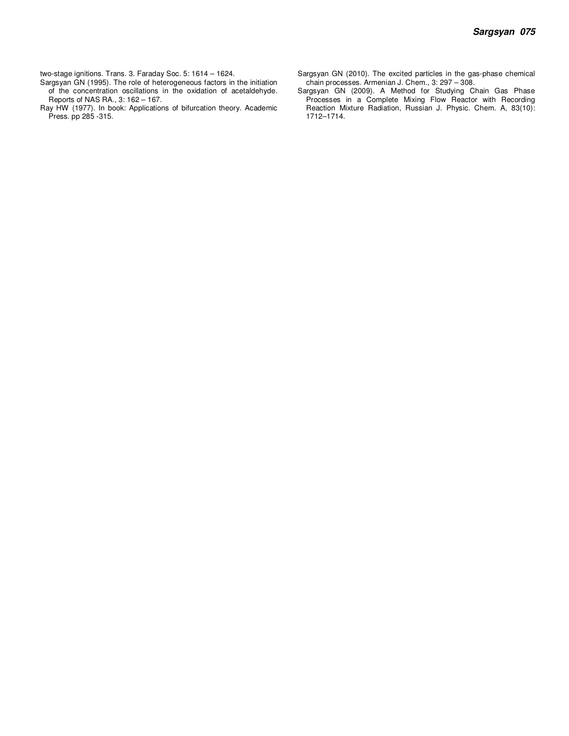two-stage ignitions. Trans. 3. Faraday Soc. 5: 1614 – 1624.

Sargsyan GN (1995). The role of heterogeneous factors in the initiation of the concentration oscillations in the oxidation of acetaldehyde. Reports of NAS RA., 3: 162 – 167.

Ray HW (1977). In book: Applications of bifurcation theory. Academic Press. pp 285 -315.

Sargsyan GN (2010). The excited particles in the gas-phase chemical chain processes. Armenian J. Chem., 3: 297 – 308.

Sargsyan GN (2009). A Method for Studying Chain Gas Phase Processes in a Complete Mixing Flow Reactor with Recording Reaction Mixture Radiation, Russian J. Physic. Chem. A, 83(10): 1712–1714.